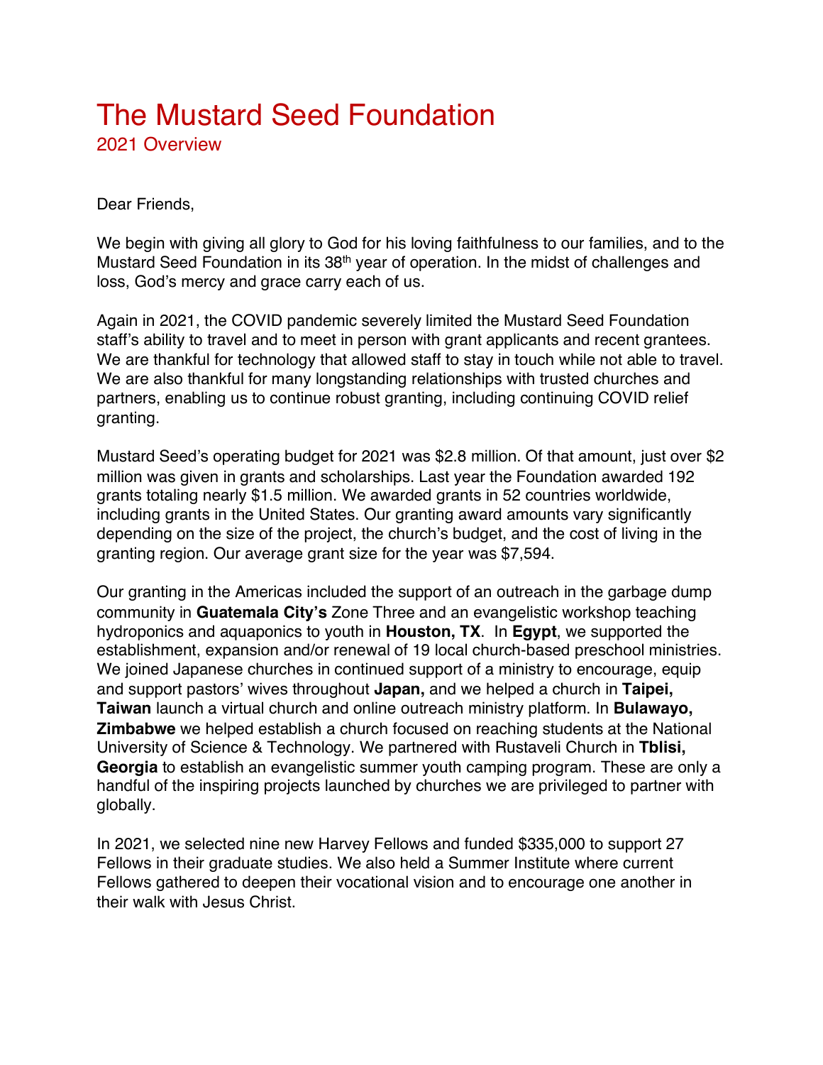# The Mustard Seed Foundation

## 2021 Overview

Dear Friends,

We begin with giving all glory to God for his loving faithfulness to our families, and to the Mustard Seed Foundation in its 38th year of operation. In the midst of challenges and loss, God's mercy and grace carry each of us.

Again in 2021, the COVID pandemic severely limited the Mustard Seed Foundation staff's ability to travel and to meet in person with grant applicants and recent grantees. We are thankful for technology that allowed staff to stay in touch while not able to travel. We are also thankful for many longstanding relationships with trusted churches and partners, enabling us to continue robust granting, including continuing COVID relief granting.

Mustard Seed's operating budget for 2021 was $2.8 million. Of that amount, just over $2 million was given in grants and scholarships. Last year the Foundation awarded 192 grants totaling nearly $1.5 million. We awarded grants in 52 countries worldwide, including grants in the United States. Our granting award amounts vary significantly depending on the size of the project, the church's budget, and the cost of living in the granting region. Our average grant size for the year was $7,594.

Our granting in the Americas included the support of an outreach in the garbage dump community in **Guatemala City's** Zone Three and an evangelistic workshop teaching hydroponics and aquaponics to youth in **Houston, TX**. In **Egypt**, we supported the establishment, expansion and/or renewal of 19 local church-based preschool ministries. We joined Japanese churches in continued support of a ministry to encourage, equip and support pastors' wives throughout **Japan,** and we helped a church in **Taipei, Taiwan** launch a virtual church and online outreach ministry platform. In **Bulawayo, Zimbabwe** we helped establish a church focused on reaching students at the National University of Science & Technology. We partnered with Rustaveli Church in **Tblisi, Georgia** to establish an evangelistic summer youth camping program. These are only a handful of the inspiring projects launched by churches we are privileged to partner with globally.

In 2021, we selected nine new Harvey Fellows and funded $335,000 to support 27 Fellows in their graduate studies. We also held a Summer Institute where current Fellows gathered to deepen their vocational vision and to encourage one another in their walk with Jesus Christ.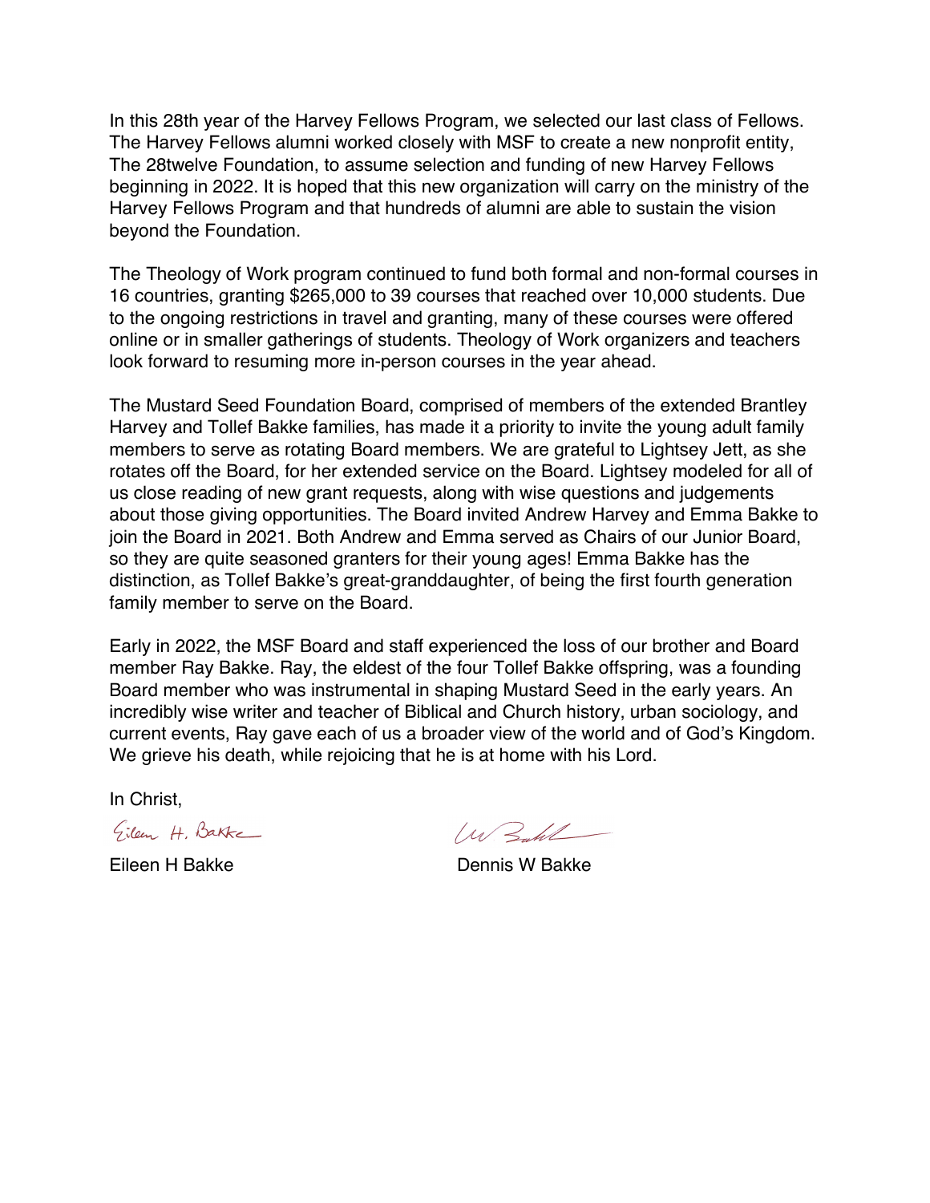In this 28th year of the Harvey Fellows Program, we selected our last class of Fellows. The Harvey Fellows alumni worked closely with MSF to create a new nonprofit entity, The 28twelve Foundation, to assume selection and funding of new Harvey Fellows beginning in 2022. It is hoped that this new organization will carry on the ministry of the Harvey Fellows Program and that hundreds of alumni are able to sustain the vision beyond the Foundation.

The Theology of Work program continued to fund both formal and non-formal courses in 16 countries, granting $265,000 to 39 courses that reached over 10,000 students. Due to the ongoing restrictions in travel and granting, many of these courses were offered online or in smaller gatherings of students. Theology of Work organizers and teachers look forward to resuming more in-person courses in the year ahead.

The Mustard Seed Foundation Board, comprised of members of the extended Brantley Harvey and Tollef Bakke families, has made it a priority to invite the young adult family members to serve as rotating Board members. We are grateful to Lightsey Jett, as she rotates off the Board, for her extended service on the Board. Lightsey modeled for all of us close reading of new grant requests, along with wise questions and judgements about those giving opportunities. The Board invited Andrew Harvey and Emma Bakke to join the Board in 2021. Both Andrew and Emma served as Chairs of our Junior Board, so they are quite seasoned granters for their young ages! Emma Bakke has the distinction, as Tollef Bakke's great-granddaughter, of being the first fourth generation family member to serve on the Board.

Early in 2022, the MSF Board and staff experienced the loss of our brother and Board member Ray Bakke. Ray, the eldest of the four Tollef Bakke offspring, was a founding Board member who was instrumental in shaping Mustard Seed in the early years. An incredibly wise writer and teacher of Biblical and Church history, urban sociology, and current events, Ray gave each of us a broader view of the world and of God's Kingdom. We grieve his death, while rejoicing that he is at home with his Lord.

In Christ,

Eileen H Bakke

Dennis W Bakke